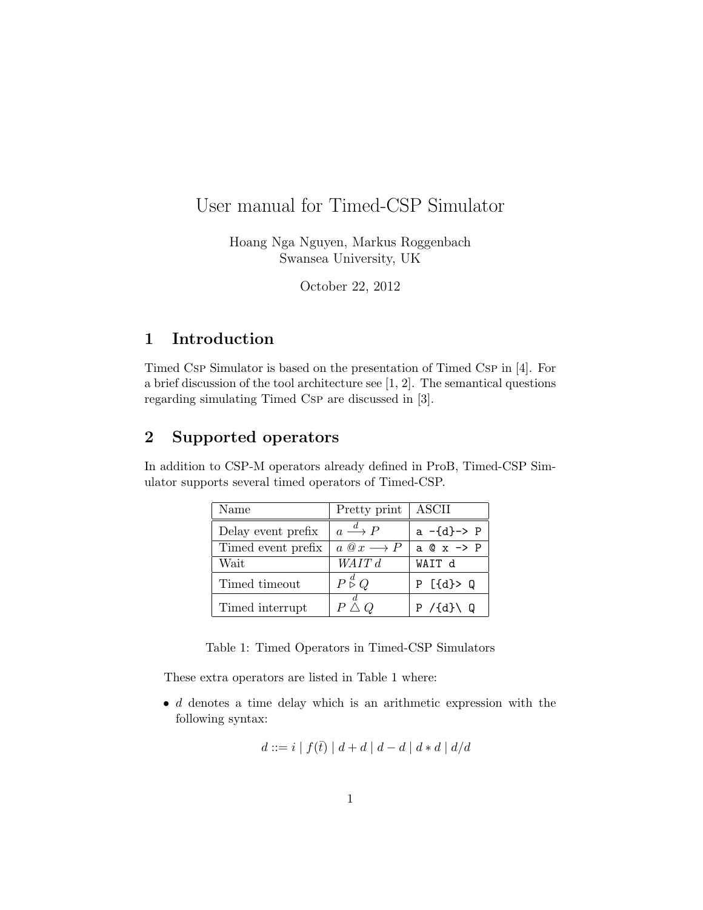# User manual for Timed-CSP Simulator

Hoang Nga Nguyen, Markus Roggenbach
Swansea University, UK

October 22, 2012

## 1 Introduction

Timed Csp Simulator is based on the presentation of Timed Csp in [4]. For a brief discussion of the tool architecture see [1, 2]. The semantical questions regarding simulating Timed Csp are discussed in [3].

## 2 Supported operators

In addition to CSP-M operators already defined in ProB, Timed-CSP Simulator supports several timed operators of Timed-CSP.

| Name | Pretty print | ASCII |
|---|---|---|
| Delay event prefix | $a \xrightarrow{d} P$ | `a -{d}-> P` |
| Timed event prefix | $a \mathbin{@} x \longrightarrow P$ | `a @ x -> P` |
| Wait | $\mathit{WAIT}\ d$ | `WAIT d` |
| Timed timeout | $P \overset{d}{\triangleright} Q$ | `P [{d}> Q` |
| Timed interrupt | $P \overset{d}{\triangle} Q$ | `P /{d}\ Q` |

Table 1: Timed Operators in Timed-CSP Simulators

These extra operators are listed in Table 1 where:

- $d$ denotes a time delay which is an arithmetic expression with the following syntax:

$$d ::= i \mid f(\bar{t}) \mid d + d \mid d - d \mid d * d \mid d/d$$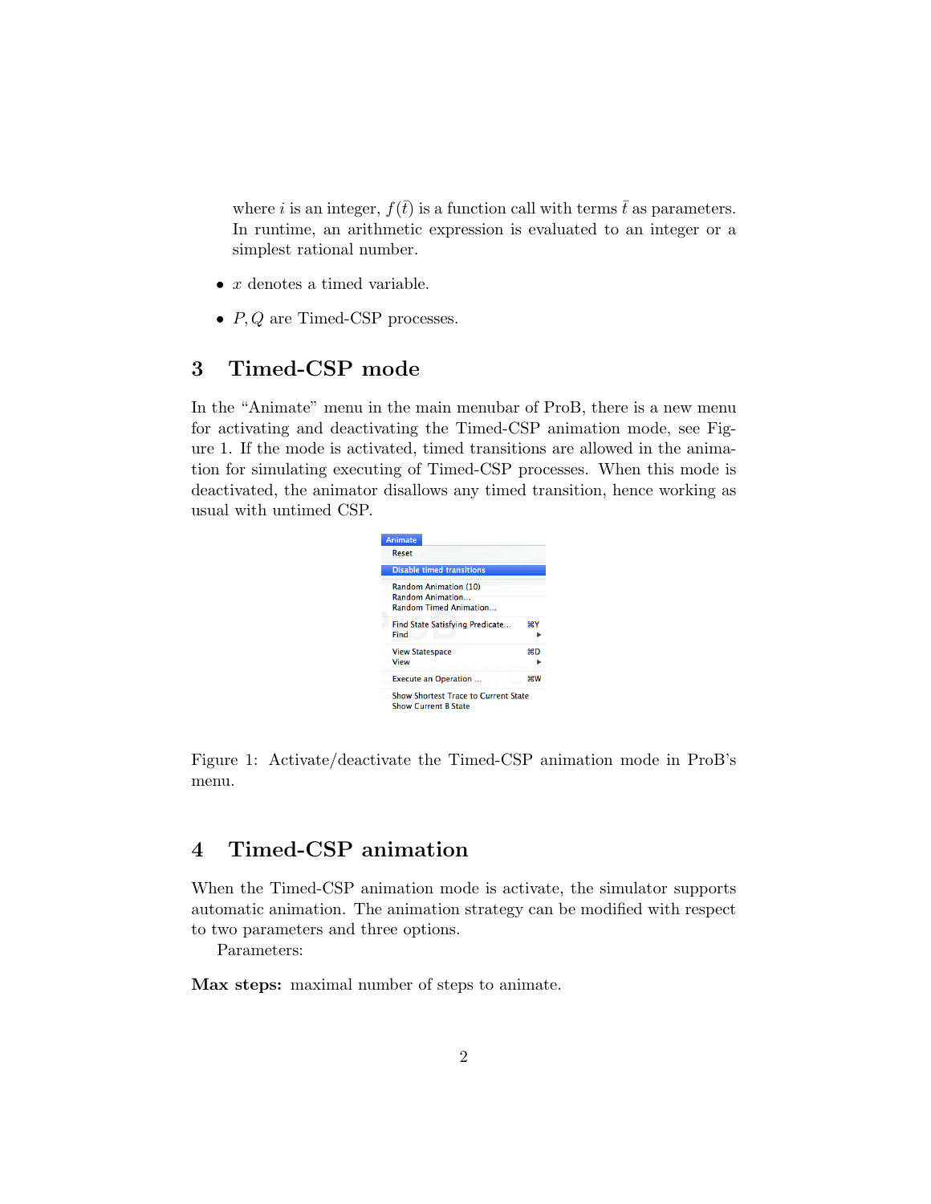where $i$ is an integer, $f(\bar{t})$ is a function call with terms $\bar{t}$ as parameters. In runtime, an arithmetic expression is evaluated to an integer or a simplest rational number.

- $x$ denotes a timed variable.
- $P, Q$ are Timed-CSP processes.

## 3 Timed-CSP mode

In the "Animate" menu in the main menubar of ProB, there is a new menu for activating and deactivating the Timed-CSP animation mode, see Figure 1. If the mode is activated, timed transitions are allowed in the animation for simulating executing of Timed-CSP processes. When this mode is deactivated, the animator disallows any timed transition, hence working as usual with untimed CSP.

Figure 1: Activate/deactivate the Timed-CSP animation mode in ProB's menu.

## 4 Timed-CSP animation

When the Timed-CSP animation mode is activate, the simulator supports automatic animation. The animation strategy can be modified with respect to two parameters and three options.

Parameters:

**Max steps:** maximal number of steps to animate.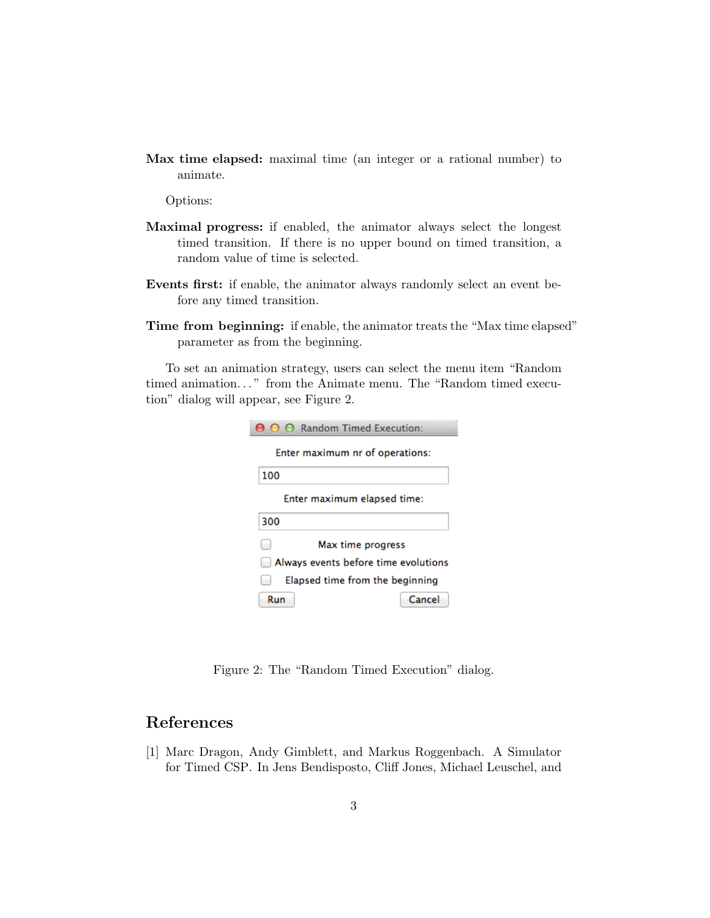**Max time elapsed:** maximal time (an integer or a rational number) to animate.

Options:

**Maximal progress:** if enabled, the animator always select the longest timed transition. If there is no upper bound on timed transition, a random value of time is selected.

**Events first:** if enable, the animator always randomly select an event before any timed transition.

**Time from beginning:** if enable, the animator treats the "Max time elapsed" parameter as from the beginning.

To set an animation strategy, users can select the menu item "Random timed animation…" from the Animate menu. The "Random timed execution" dialog will appear, see Figure 2.

Figure 2: The "Random Timed Execution" dialog.

## References

[1] Marc Dragon, Andy Gimblett, and Markus Roggenbach. A Simulator for Timed CSP. In Jens Bendisposto, Cliff Jones, Michael Leuschel, and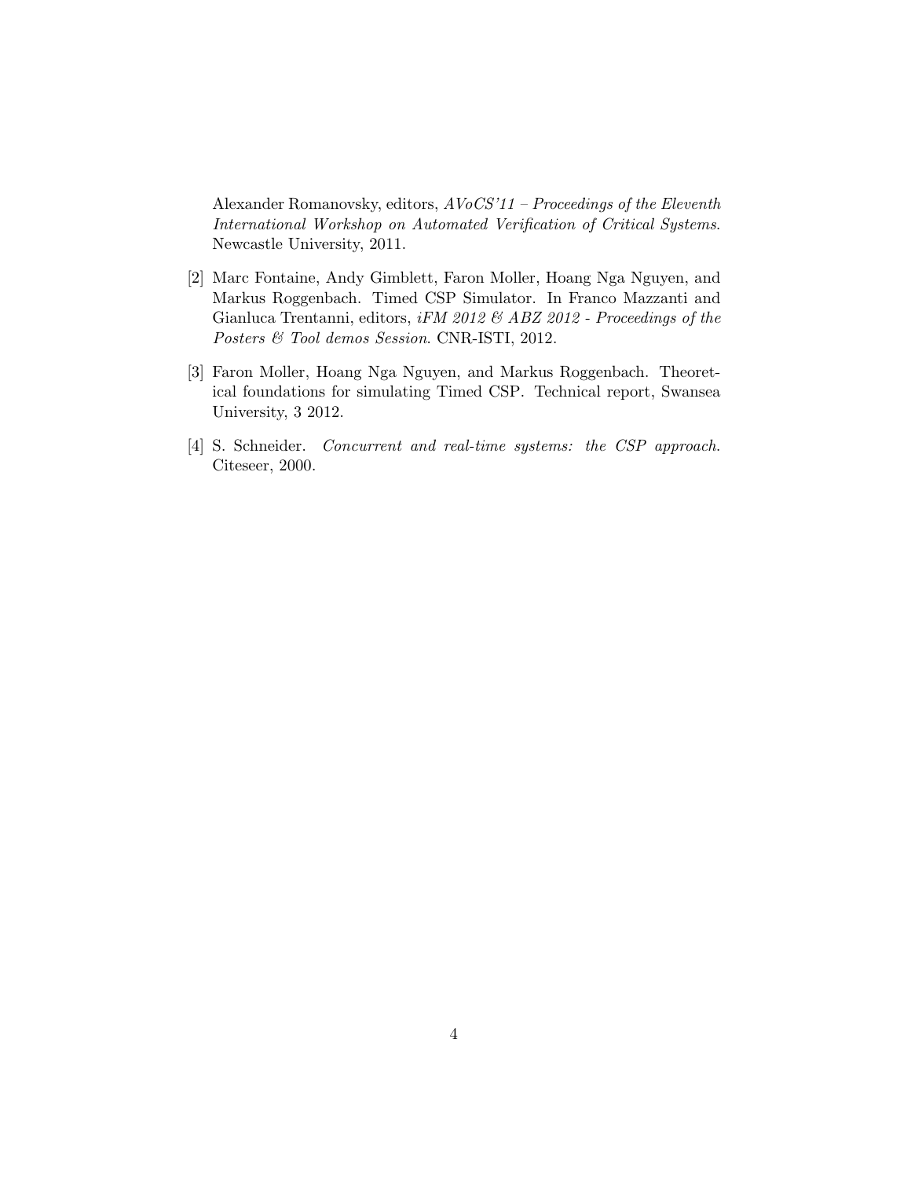Alexander Romanovsky, editors, *AVoCS'11 – Proceedings of the Eleventh International Workshop on Automated Verification of Critical Systems*. Newcastle University, 2011.

[2] Marc Fontaine, Andy Gimblett, Faron Moller, Hoang Nga Nguyen, and Markus Roggenbach. Timed CSP Simulator. In Franco Mazzanti and Gianluca Trentanni, editors, *iFM 2012 & ABZ 2012 - Proceedings of the Posters & Tool demos Session*. CNR-ISTI, 2012.

[3] Faron Moller, Hoang Nga Nguyen, and Markus Roggenbach. Theoretical foundations for simulating Timed CSP. Technical report, Swansea University, 3 2012.

[4] S. Schneider. *Concurrent and real-time systems: the CSP approach*. Citeseer, 2000.